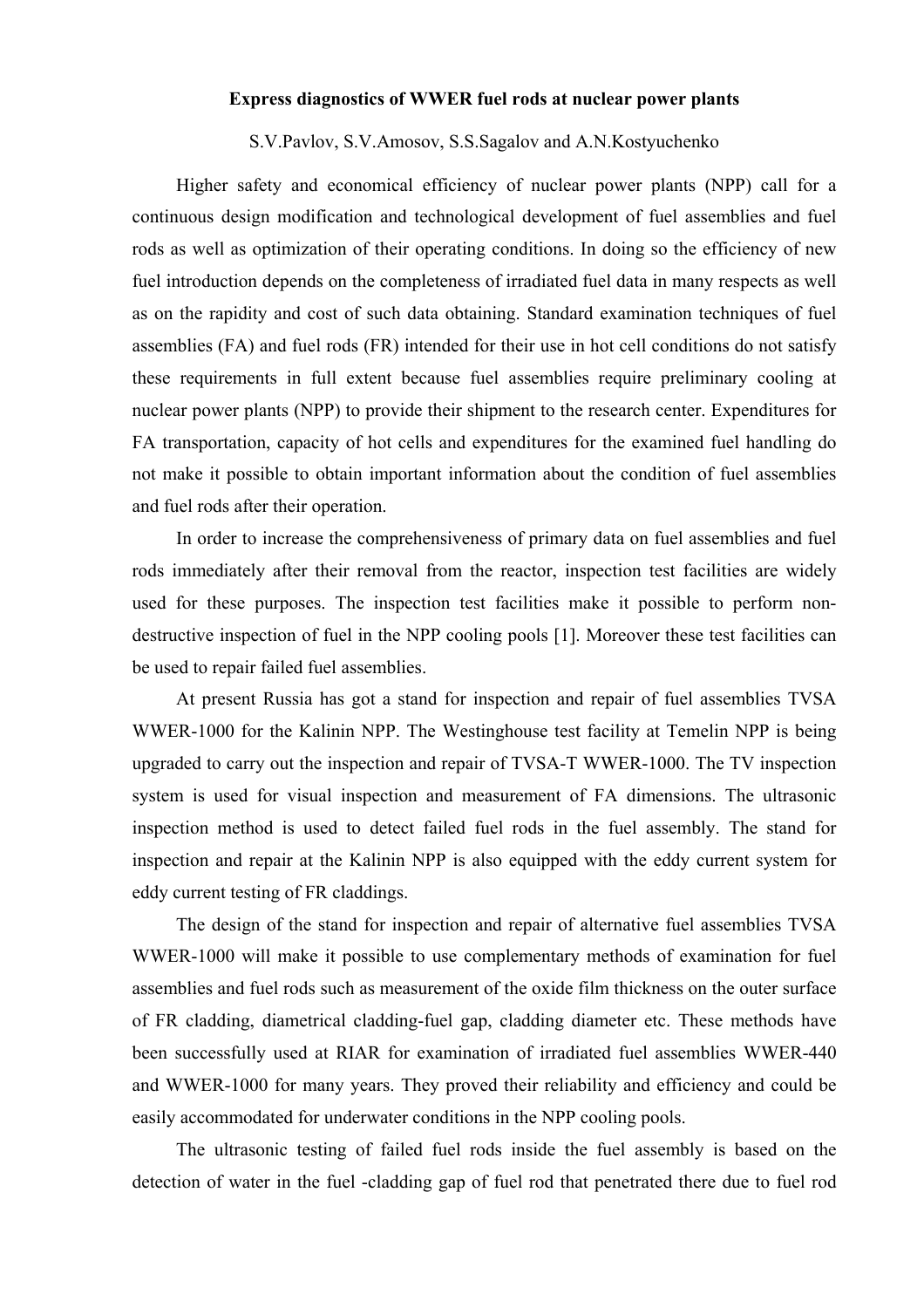# Express diagnostics of WWER fuel rods at nuclear power plants

S.V.Pavlov, S.V.Amosov, S.S.Sagalov and A.N.Kostyuchenko

Higher safety and economical efficiency of nuclear power plants (NPP) call for a continuous design modification and technological development of fuel assemblies and fuel rods as well as optimization of their operating conditions. In doing so the efficiency of new fuel introduction depends on the completeness of irradiated fuel data in many respects as well as on the rapidity and cost of such data obtaining. Standard examination techniques of fuel assemblies (FA) and fuel rods (FR) intended for their use in hot cell conditions do not satisfy these requirements in full extent because fuel assemblies require preliminary cooling at nuclear power plants (NPP) to provide their shipment to the research center. Expenditures for FA transportation, capacity of hot cells and expenditures for the examined fuel handling do not make it possible to obtain important information about the condition of fuel assemblies and fuel rods after their operation.

In order to increase the comprehensiveness of primary data on fuel assemblies and fuel rods immediately after their removal from the reactor, inspection test facilities are widely used for these purposes. The inspection test facilities make it possible to perform non-destructive inspection of fuel in the NPP cooling pools [1]. Moreover these test facilities can be used to repair failed fuel assemblies.

At present Russia has got a stand for inspection and repair of fuel assemblies TVSA WWER-1000 for the Kalinin NPP. The Westinghouse test facility at Temelin NPP is being upgraded to carry out the inspection and repair of TVSA-T WWER-1000. The TV inspection system is used for visual inspection and measurement of FA dimensions. The ultrasonic inspection method is used to detect failed fuel rods in the fuel assembly. The stand for inspection and repair at the Kalinin NPP is also equipped with the eddy current system for eddy current testing of FR claddings.

The design of the stand for inspection and repair of alternative fuel assemblies TVSA WWER-1000 will make it possible to use complementary methods of examination for fuel assemblies and fuel rods such as measurement of the oxide film thickness on the outer surface of FR cladding, diametrical cladding-fuel gap, cladding diameter etc. These methods have been successfully used at RIAR for examination of irradiated fuel assemblies WWER-440 and WWER-1000 for many years. They proved their reliability and efficiency and could be easily accommodated for underwater conditions in the NPP cooling pools.

The ultrasonic testing of failed fuel rods inside the fuel assembly is based on the detection of water in the fuel -cladding gap of fuel rod that penetrated there due to fuel rod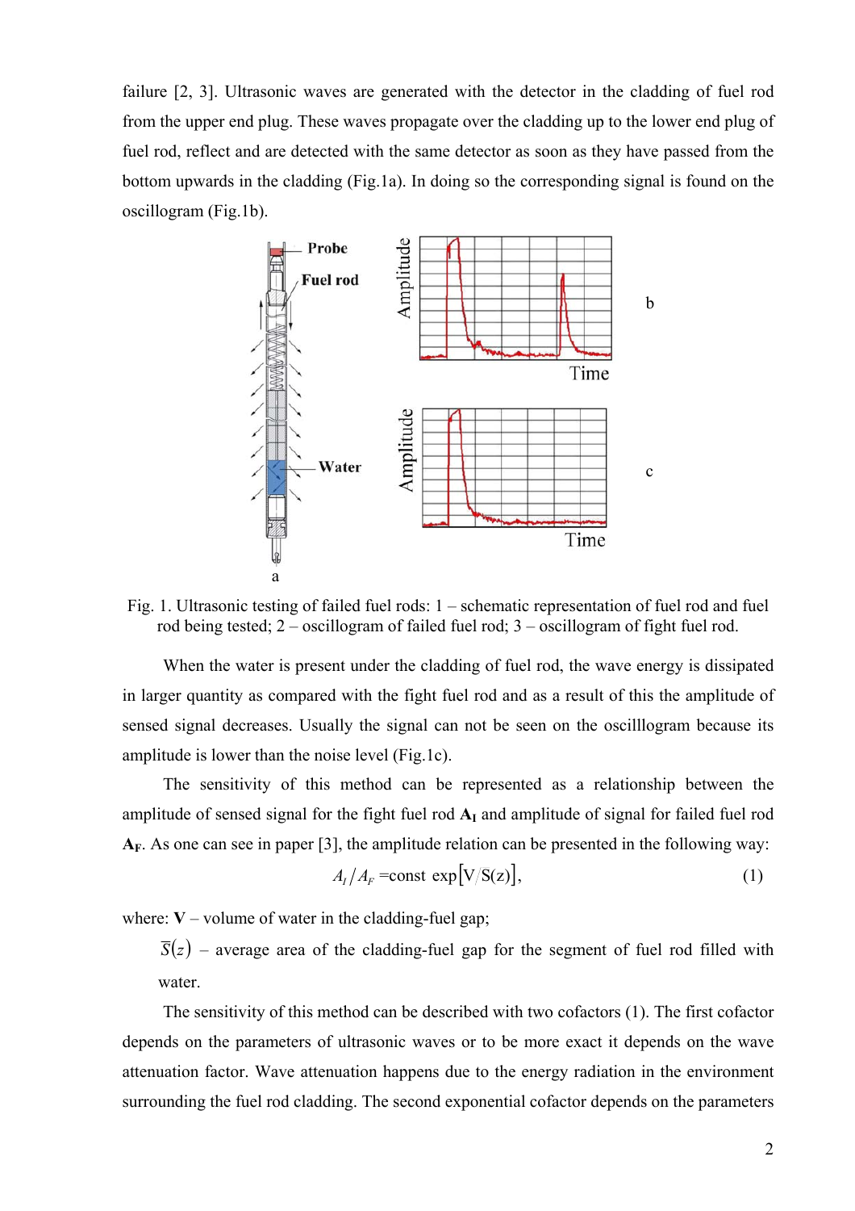failure [2, 3]. Ultrasonic waves are generated with the detector in the cladding of fuel rod from the upper end plug. These waves propagate over the cladding up to the lower end plug of fuel rod, reflect and are detected with the same detector as soon as they have passed from the bottom upwards in the cladding (Fig.1a). In doing so the corresponding signal is found on the oscillogram (Fig.1b).

Fig. 1. Ultrasonic testing of failed fuel rods: 1 – schematic representation of fuel rod and fuel rod being tested; 2 – oscillogram of failed fuel rod; 3 – oscillogram of fight fuel rod.

When the water is present under the cladding of fuel rod, the wave energy is dissipated in larger quantity as compared with the fight fuel rod and as a result of this the amplitude of sensed signal decreases. Usually the signal can not be seen on the oscilllogram because its amplitude is lower than the noise level (Fig.1c).

The sensitivity of this method can be represented as a relationship between the amplitude of sensed signal for the fight fuel rod $\mathbf{A_I}$ and amplitude of signal for failed fuel rod $\mathbf{A_F}$. As one can see in paper [3], the amplitude relation can be presented in the following way:

$$A_I / A_F = \text{const} \exp\left[\mathrm{V}/\overline{\mathrm{S}}(\mathrm{z})\right], \qquad (1)$$

where: **V** – volume of water in the cladding-fuel gap;

$\overline{S}(z)$ – average area of the cladding-fuel gap for the segment of fuel rod filled with water.

The sensitivity of this method can be described with two cofactors (1). The first cofactor depends on the parameters of ultrasonic waves or to be more exact it depends on the wave attenuation factor. Wave attenuation happens due to the energy radiation in the environment surrounding the fuel rod cladding. The second exponential cofactor depends on the parameters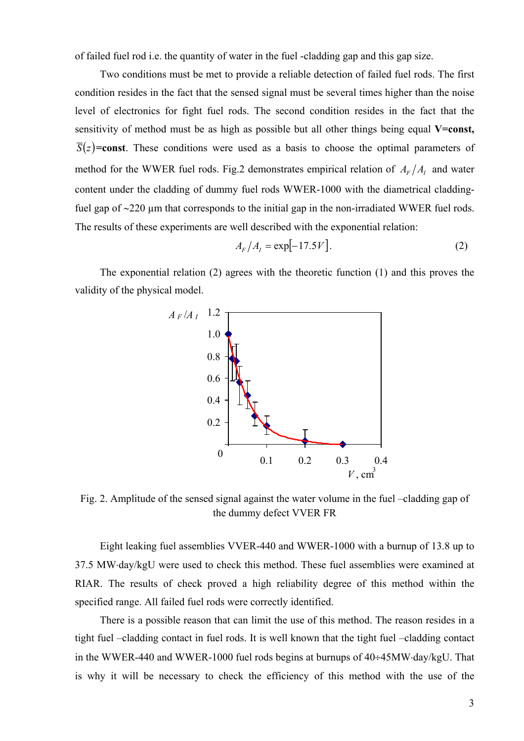of failed fuel rod i.e. the quantity of water in the fuel -cladding gap and this gap size.

Two conditions must be met to provide a reliable detection of failed fuel rods. The first condition resides in the fact that the sensed signal must be several times higher than the noise level of electronics for fight fuel rods. The second condition resides in the fact that the sensitivity of method must be as high as possible but all other things being equal **V=const,** $\overline{S}(z)$**=const**. These conditions were used as a basis to choose the optimal parameters of method for the WWER fuel rods. Fig.2 demonstrates empirical relation of $A_F/A_I$ and water content under the cladding of dummy fuel rods WWER-1000 with the diametrical cladding-fuel gap of ~220 μm that corresponds to the initial gap in the non-irradiated WWER fuel rods. The results of these experiments are well described with the exponential relation:

$$A_F/A_I = \exp[-17.5V]. \tag{2}$$

The exponential relation (2) agrees with the theoretic function (1) and this proves the validity of the physical model.

Fig. 2. Amplitude of the sensed signal against the water volume in the fuel –cladding gap of the dummy defect VVER FR

Eight leaking fuel assemblies VVER-440 and WWER-1000 with a burnup of 13.8 up to 37.5 MW·day/kgU were used to check this method. These fuel assemblies were examined at RIAR. The results of check proved a high reliability degree of this method within the specified range. All failed fuel rods were correctly identified.

There is a possible reason that can limit the use of this method. The reason resides in a tight fuel –cladding contact in fuel rods. It is well known that the tight fuel –cladding contact in the WWER-440 and WWER-1000 fuel rods begins at burnups of 40÷45MW·day/kgU. That is why it will be necessary to check the efficiency of this method with the use of the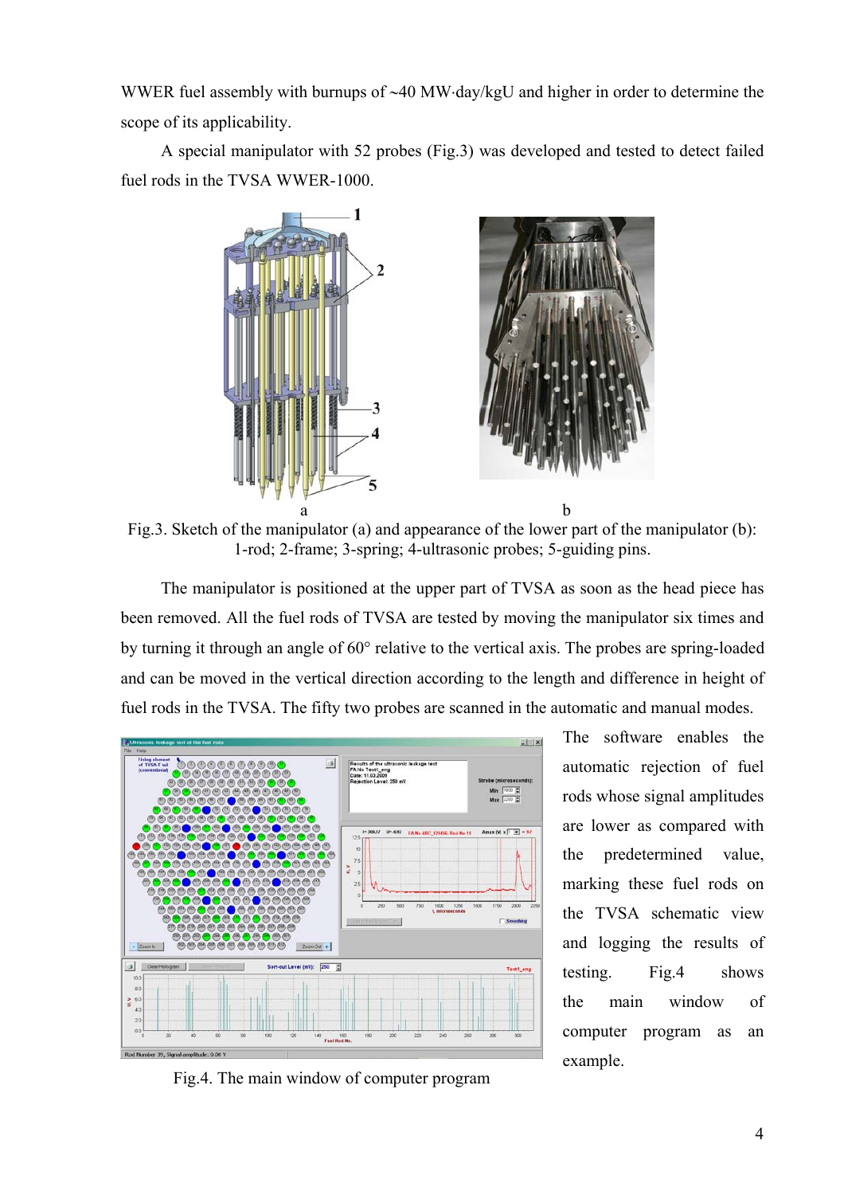WWER fuel assembly with burnups of ~40 MW·day/kgU and higher in order to determine the scope of its applicability.

A special manipulator with 52 probes (Fig.3) was developed and tested to detect failed fuel rods in the TVSA WWER-1000.

Fig.3. Sketch of the manipulator (a) and appearance of the lower part of the manipulator (b): 1-rod; 2-frame; 3-spring; 4-ultrasonic probes; 5-guiding pins.

The manipulator is positioned at the upper part of TVSA as soon as the head piece has been removed. All the fuel rods of TVSA are tested by moving the manipulator six times and by turning it through an angle of 60° relative to the vertical axis. The probes are spring-loaded and can be moved in the vertical direction according to the length and difference in height of fuel rods in the TVSA. The fifty two probes are scanned in the automatic and manual modes.

The software enables the automatic rejection of fuel rods whose signal amplitudes are lower as compared with the predetermined value, marking these fuel rods on the TVSA schematic view and logging the results of testing. Fig.4 shows the main window of computer program as an example.

Fig.4. The main window of computer program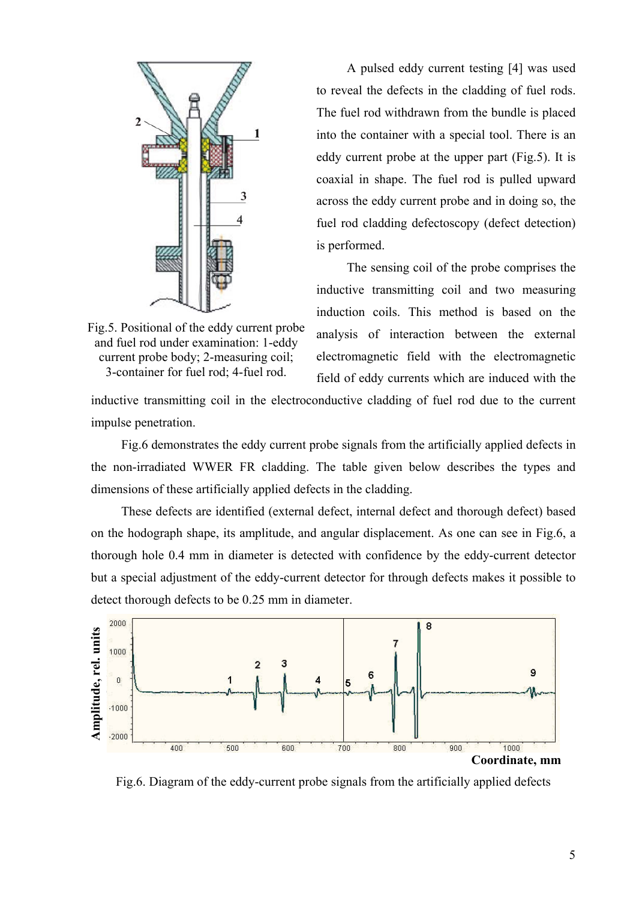A pulsed eddy current testing [4] was used to reveal the defects in the cladding of fuel rods. The fuel rod withdrawn from the bundle is placed into the container with a special tool. There is an eddy current probe at the upper part (Fig.5). It is coaxial in shape. The fuel rod is pulled upward across the eddy current probe and in doing so, the fuel rod cladding defectoscopy (defect detection) is performed.

Fig.5. Positional of the eddy current probe and fuel rod under examination: 1-eddy current probe body; 2-measuring coil; 3-container for fuel rod; 4-fuel rod.

The sensing coil of the probe comprises the inductive transmitting coil and two measuring induction coils. This method is based on the analysis of interaction between the external electromagnetic field with the electromagnetic field of eddy currents which are induced with the inductive transmitting coil in the electroconductive cladding of fuel rod due to the current impulse penetration.

Fig.6 demonstrates the eddy current probe signals from the artificially applied defects in the non-irradiated WWER FR cladding. The table given below describes the types and dimensions of these artificially applied defects in the cladding.

These defects are identified (external defect, internal defect and thorough defect) based on the hodograph shape, its amplitude, and angular displacement. As one can see in Fig.6, a thorough hole 0.4 mm in diameter is detected with confidence by the eddy-current detector but a special adjustment of the eddy-current detector for through defects makes it possible to detect thorough defects to be 0.25 mm in diameter.

Fig.6. Diagram of the eddy-current probe signals from the artificially applied defects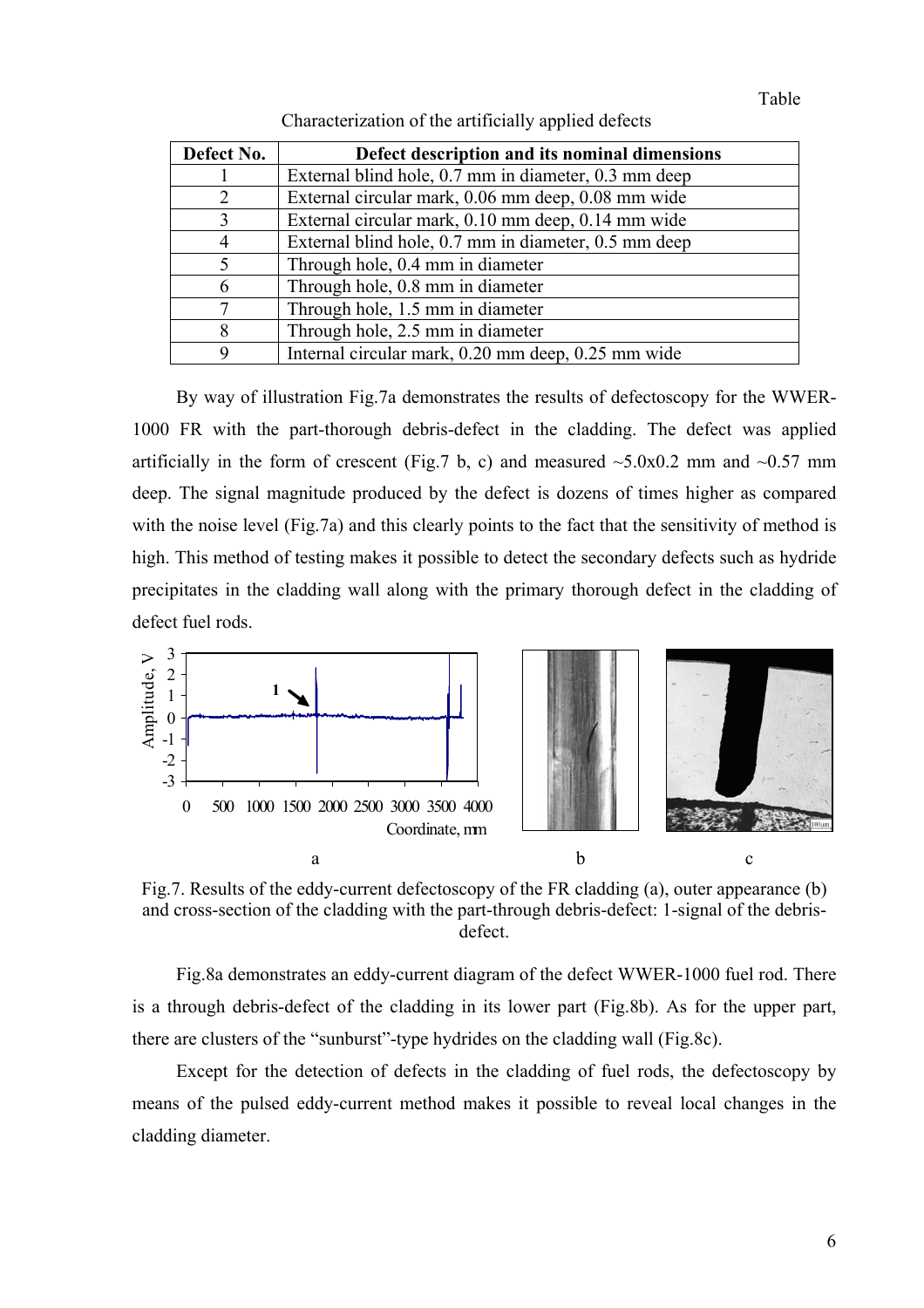Table

Characterization of the artificially applied defects

| Defect No. | Defect description and its nominal dimensions |
|---|---|
| 1 | External blind hole, 0.7 mm in diameter, 0.3 mm deep |
| 2 | External circular mark, 0.06 mm deep, 0.08 mm wide |
| 3 | External circular mark, 0.10 mm deep, 0.14 mm wide |
| 4 | External blind hole, 0.7 mm in diameter, 0.5 mm deep |
| 5 | Through hole, 0.4 mm in diameter |
| 6 | Through hole, 0.8 mm in diameter |
| 7 | Through hole, 1.5 mm in diameter |
| 8 | Through hole, 2.5 mm in diameter |
| 9 | Internal circular mark, 0.20 mm deep, 0.25 mm wide |

By way of illustration Fig.7a demonstrates the results of defectoscopy for the WWER-1000 FR with the part-thorough debris-defect in the cladding. The defect was applied artificially in the form of crescent (Fig.7 b, c) and measured ~5.0x0.2 mm and ~0.57 mm deep. The signal magnitude produced by the defect is dozens of times higher as compared with the noise level (Fig.7a) and this clearly points to the fact that the sensitivity of method is high. This method of testing makes it possible to detect the secondary defects such as hydride precipitates in the cladding wall along with the primary thorough defect in the cladding of defect fuel rods.

Fig.7. Results of the eddy-current defectoscopy of the FR cladding (a), outer appearance (b) and cross-section of the cladding with the part-through debris-defect: 1-signal of the debris-defect.

Fig.8a demonstrates an eddy-current diagram of the defect WWER-1000 fuel rod. There is a through debris-defect of the cladding in its lower part (Fig.8b). As for the upper part, there are clusters of the "sunburst"-type hydrides on the cladding wall (Fig.8c).

Except for the detection of defects in the cladding of fuel rods, the defectoscopy by means of the pulsed eddy-current method makes it possible to reveal local changes in the cladding diameter.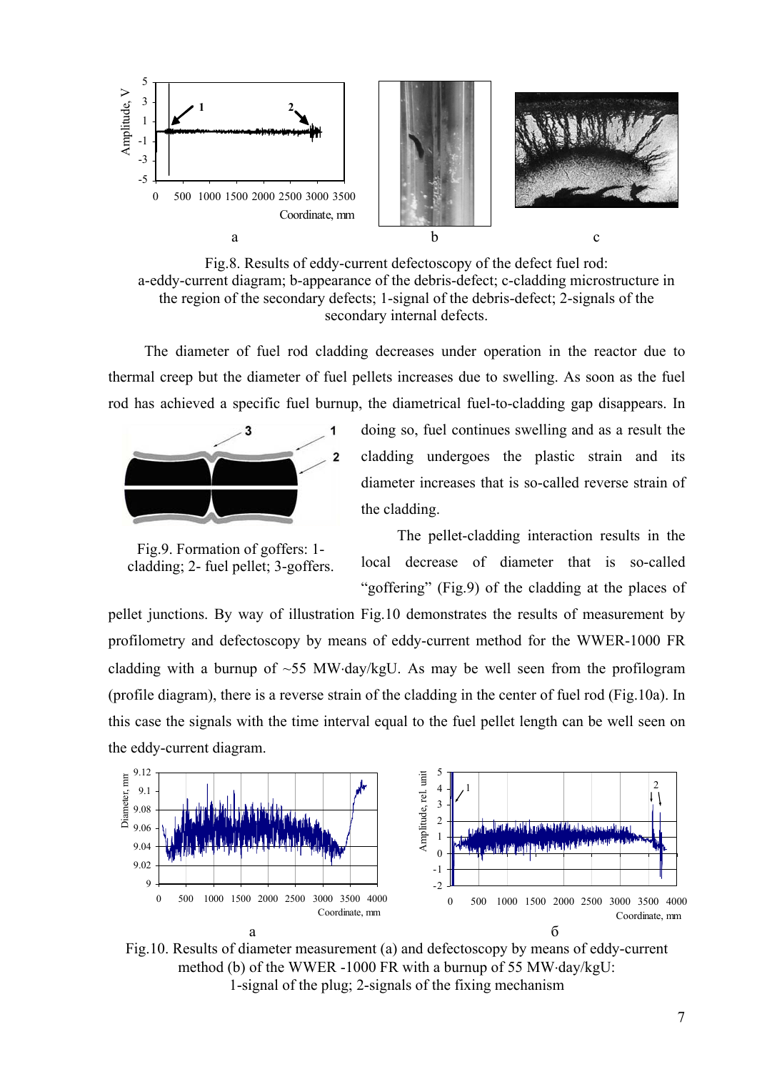Fig.8. Results of eddy-current defectoscopy of the defect fuel rod: a-eddy-current diagram; b-appearance of the debris-defect; c-cladding microstructure in the region of the secondary defects; 1-signal of the debris-defect; 2-signals of the secondary internal defects.

The diameter of fuel rod cladding decreases under operation in the reactor due to thermal creep but the diameter of fuel pellets increases due to swelling. As soon as the fuel rod has achieved a specific fuel burnup, the diametrical fuel-to-cladding gap disappears. In doing so, fuel continues swelling and as a result the cladding undergoes the plastic strain and its diameter increases that is so-called reverse strain of the cladding.

Fig.9. Formation of goffers: 1-cladding; 2- fuel pellet; 3-goffers.

The pellet-cladding interaction results in the local decrease of diameter that is so-called "goffering" (Fig.9) of the cladding at the places of pellet junctions. By way of illustration Fig.10 demonstrates the results of measurement by profilometry and defectoscopy by means of eddy-current method for the WWER-1000 FR cladding with a burnup of ~55 MW·day/kgU. As may be well seen from the profilogram (profile diagram), there is a reverse strain of the cladding in the center of fuel rod (Fig.10a). In this case the signals with the time interval equal to the fuel pellet length can be well seen on the eddy-current diagram.

Fig.10. Results of diameter measurement (a) and defectoscopy by means of eddy-current method (b) of the WWER -1000 FR with a burnup of 55 MW·day/kgU: 1-signal of the plug; 2-signals of the fixing mechanism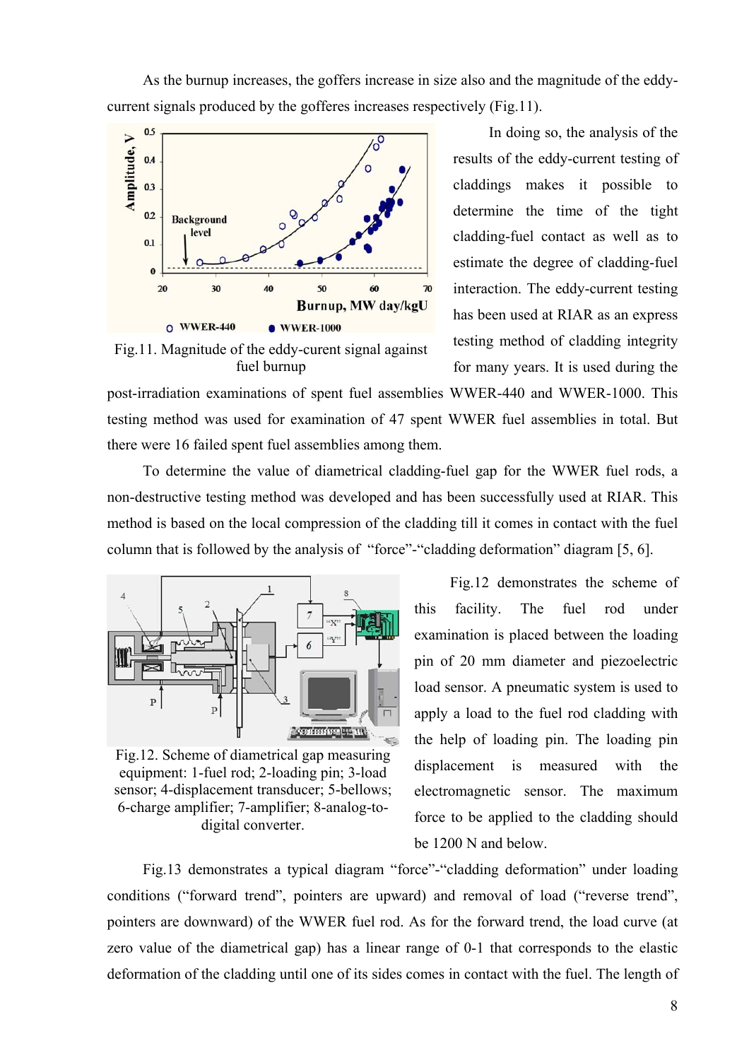As the burnup increases, the goffers increase in size also and the magnitude of the eddy-current signals produced by the gofferes increases respectively (Fig.11).

Fig.11. Magnitude of the eddy-curent signal against fuel burnup

In doing so, the analysis of the results of the eddy-current testing of claddings makes it possible to determine the time of the tight cladding-fuel contact as well as to estimate the degree of cladding-fuel interaction. The eddy-current testing has been used at RIAR as an express testing method of cladding integrity for many years. It is used during the post-irradiation examinations of spent fuel assemblies WWER-440 and WWER-1000. This testing method was used for examination of 47 spent WWER fuel assemblies in total. But there were 16 failed spent fuel assemblies among them.

To determine the value of diametrical cladding-fuel gap for the WWER fuel rods, a non-destructive testing method was developed and has been successfully used at RIAR. This method is based on the local compression of the cladding till it comes in contact with the fuel column that is followed by the analysis of "force"-"cladding deformation" diagram [5, 6].

Fig.12. Scheme of diametrical gap measuring equipment: 1-fuel rod; 2-loading pin; 3-load sensor; 4-displacement transducer; 5-bellows; 6-charge amplifier; 7-amplifier; 8-analog-to-digital converter.

Fig.12 demonstrates the scheme of this facility. The fuel rod under examination is placed between the loading pin of 20 mm diameter and piezoelectric load sensor. A pneumatic system is used to apply a load to the fuel rod cladding with the help of loading pin. The loading pin displacement is measured with the electromagnetic sensor. The maximum force to be applied to the cladding should be 1200 N and below.

Fig.13 demonstrates a typical diagram "force"-"cladding deformation" under loading conditions ("forward trend", pointers are upward) and removal of load ("reverse trend", pointers are downward) of the WWER fuel rod. As for the forward trend, the load curve (at zero value of the diametrical gap) has a linear range of 0-1 that corresponds to the elastic deformation of the cladding until one of its sides comes in contact with the fuel. The length of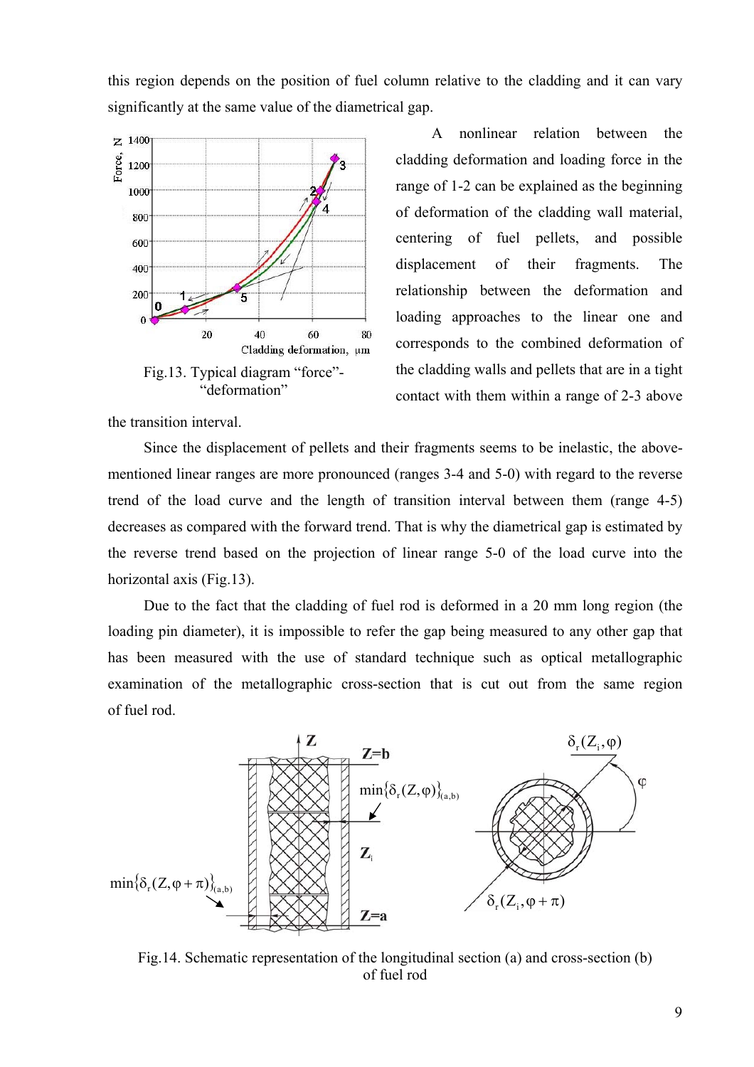this region depends on the position of fuel column relative to the cladding and it can vary significantly at the same value of the diametrical gap.

Fig.13. Typical diagram “force”-“deformation”

A nonlinear relation between the cladding deformation and loading force in the range of 1-2 can be explained as the beginning of deformation of the cladding wall material, centering of fuel pellets, and possible displacement of their fragments. The relationship between the deformation and loading approaches to the linear one and corresponds to the combined deformation of the cladding walls and pellets that are in a tight contact with them within a range of 2-3 above the transition interval.

Since the displacement of pellets and their fragments seems to be inelastic, the above-mentioned linear ranges are more pronounced (ranges 3-4 and 5-0) with regard to the reverse trend of the load curve and the length of transition interval between them (range 4-5) decreases as compared with the forward trend. That is why the diametrical gap is estimated by the reverse trend based on the projection of linear range 5-0 of the load curve into the horizontal axis (Fig.13).

Due to the fact that the cladding of fuel rod is deformed in a 20 mm long region (the loading pin diameter), it is impossible to refer the gap being measured to any other gap that has been measured with the use of standard technique such as optical metallographic examination of the metallographic cross-section that is cut out from the same region of fuel rod.

Fig.14. Schematic representation of the longitudinal section (a) and cross-section (b) of fuel rod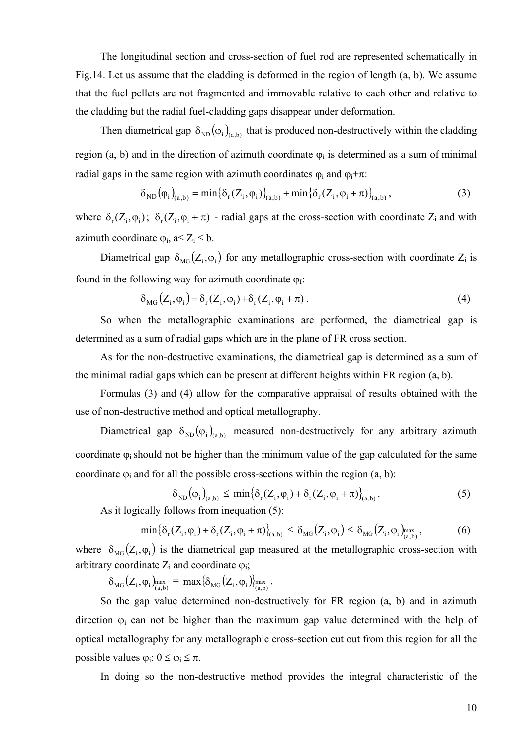The longitudinal section and cross-section of fuel rod are represented schematically in Fig.14. Let us assume that the cladding is deformed in the region of length (a, b). We assume that the fuel pellets are not fragmented and immovable relative to each other and relative to the cladding but the radial fuel-cladding gaps disappear under deformation.

Then diametrical gap $\delta_{ND}(\varphi_i)_{(a,b)}$ that is produced non-destructively within the cladding region (a, b) and in the direction of azimuth coordinate $\varphi_i$ is determined as a sum of minimal radial gaps in the same region with azimuth coordinates $\varphi_i$ and $\varphi_i+\pi$:

$$\delta_{ND}(\varphi_i)_{(a,b)} = \min\{\delta_r(Z_i,\varphi_i)\}_{(a,b)} + \min\{\delta_r(Z_i,\varphi_i+\pi)\}_{(a,b)}, \tag{3}$$

where $\delta_r(Z_i,\varphi_i)$; $\delta_r(Z_i,\varphi_i+\pi)$ - radial gaps at the cross-section with coordinate $Z_i$ and with azimuth coordinate $\varphi_i$, $a \le Z_i \le b$.

Diametrical gap $\delta_{MG}(Z_i,\varphi_i)$ for any metallographic cross-section with coordinate $Z_i$ is found in the following way for azimuth coordinate $\varphi_I$:

$$\delta_{MG}(Z_i,\varphi_i) = \delta_r(Z_i,\varphi_i) + \delta_r(Z_i,\varphi_i+\pi). \tag{4}$$

So when the metallographic examinations are performed, the diametrical gap is determined as a sum of radial gaps which are in the plane of FR cross section.

As for the non-destructive examinations, the diametrical gap is determined as a sum of the minimal radial gaps which can be present at different heights within FR region (a, b).

Formulas (3) and (4) allow for the comparative appraisal of results obtained with the use of non-destructive method and optical metallography.

Diametrical gap $\delta_{ND}(\varphi_i)_{(a,b)}$ measured non-destructively for any arbitrary azimuth coordinate $\varphi_i$ should not be higher than the minimum value of the gap calculated for the same coordinate $\varphi_i$ and for all the possible cross-sections within the region (a, b):

$$\delta_{ND}(\varphi_i)_{(a,b)} \le \min\{\delta_r(Z_i,\varphi_i) + \delta_r(Z_i,\varphi_i+\pi)\}_{(a,b)}. \tag{5}$$

As it logically follows from inequation (5):

$$\min\{\delta_r(Z_i,\varphi_i) + \delta_r(Z_i,\varphi_i+\pi)\}_{(a,b)} \le \delta_{MG}(Z_i,\varphi_i) \le \delta_{MG}(Z_i,\varphi_i)^{\max}_{(a,b)}, \tag{6}$$

where $\delta_{MG}(Z_i,\varphi_i)$ is the diametrical gap measured at the metallographic cross-section with arbitrary coordinate $Z_i$ and coordinate $\varphi_i$;

$$\delta_{MG}(Z_i,\varphi_i)^{\max}_{(a,b)} = \max\{\delta_{MG}(Z_i,\varphi_i)\}^{\max}_{(a,b)}.$$

So the gap value determined non-destructively for FR region (a, b) and in azimuth direction $\varphi_i$ can not be higher than the maximum gap value determined with the help of optical metallography for any metallographic cross-section cut out from this region for all the possible values $\varphi_i$: $0 \le \varphi_i \le \pi$.

In doing so the non-destructive method provides the integral characteristic of the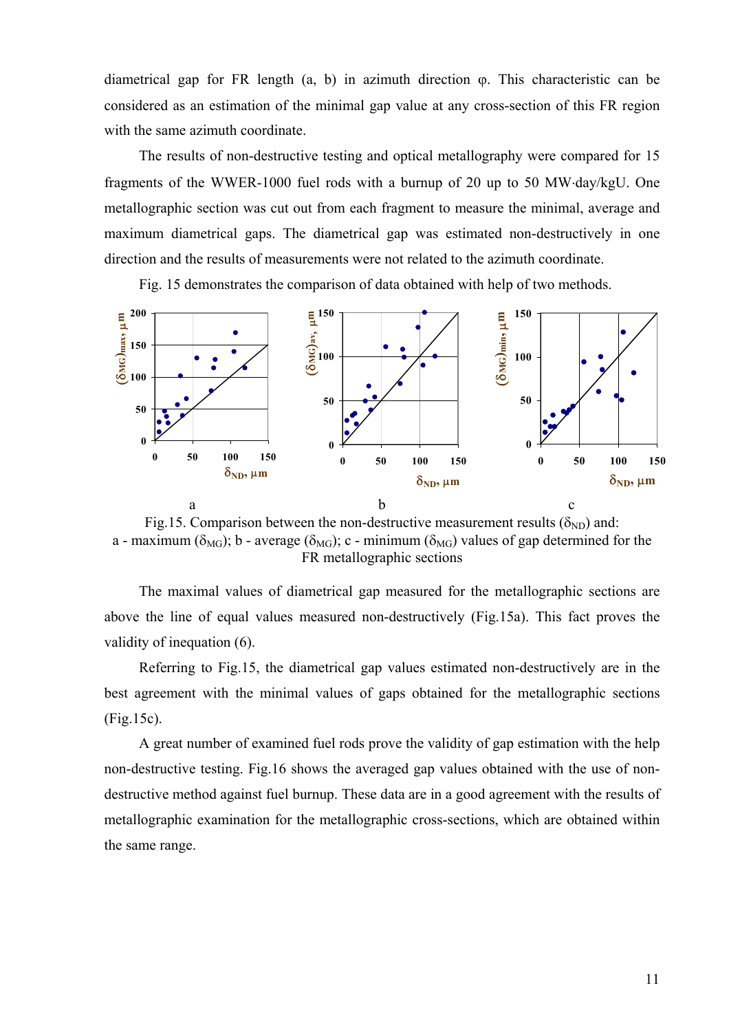diametrical gap for FR length (a, b) in azimuth direction φ. This characteristic can be considered as an estimation of the minimal gap value at any cross-section of this FR region with the same azimuth coordinate.

The results of non-destructive testing and optical metallography were compared for 15 fragments of the WWER-1000 fuel rods with a burnup of 20 up to 50 MW·day/kgU. One metallographic section was cut out from each fragment to measure the minimal, average and maximum diametrical gaps. The diametrical gap was estimated non-destructively in one direction and the results of measurements were not related to the azimuth coordinate.

Fig. 15 demonstrates the comparison of data obtained with help of two methods.

Fig.15. Comparison between the non-destructive measurement results ($\delta_{ND}$) and: a - maximum ($\delta_{MG}$); b - average ($\delta_{MG}$); c - minimum ($\delta_{MG}$) values of gap determined for the FR metallographic sections

The maximal values of diametrical gap measured for the metallographic sections are above the line of equal values measured non-destructively (Fig.15a). This fact proves the validity of inequation (6).

Referring to Fig.15, the diametrical gap values estimated non-destructively are in the best agreement with the minimal values of gaps obtained for the metallographic sections (Fig.15c).

A great number of examined fuel rods prove the validity of gap estimation with the help non-destructive testing. Fig.16 shows the averaged gap values obtained with the use of non-destructive method against fuel burnup. These data are in a good agreement with the results of metallographic examination for the metallographic cross-sections, which are obtained within the same range.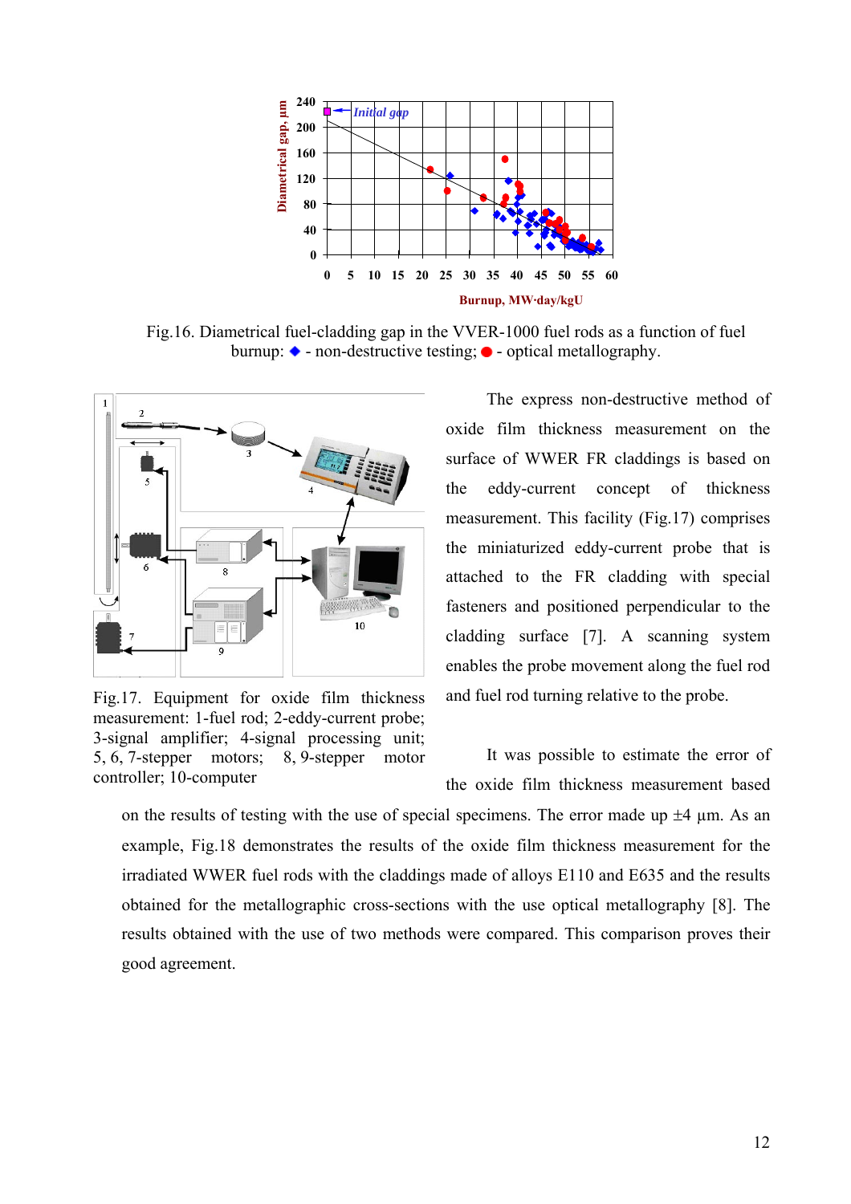Fig.16. Diametrical fuel-cladding gap in the VVER-1000 fuel rods as a function of fuel burnup: ◆ - non-destructive testing; ● - optical metallography.

Fig.17. Equipment for oxide film thickness measurement: 1-fuel rod; 2-eddy-current probe; 3-signal amplifier; 4-signal processing unit; 5, 6, 7-stepper motors; 8, 9-stepper motor controller; 10-computer

The express non-destructive method of oxide film thickness measurement on the surface of WWER FR claddings is based on the eddy-current concept of thickness measurement. This facility (Fig.17) comprises the miniaturized eddy-current probe that is attached to the FR cladding with special fasteners and positioned perpendicular to the cladding surface [7]. A scanning system enables the probe movement along the fuel rod and fuel rod turning relative to the probe.

It was possible to estimate the error of the oxide film thickness measurement based on the results of testing with the use of special specimens. The error made up ±4 µm. As an example, Fig.18 demonstrates the results of the oxide film thickness measurement for the irradiated WWER fuel rods with the claddings made of alloys E110 and E635 and the results obtained for the metallographic cross-sections with the use optical metallography [8]. The results obtained with the use of two methods were compared. This comparison proves their good agreement.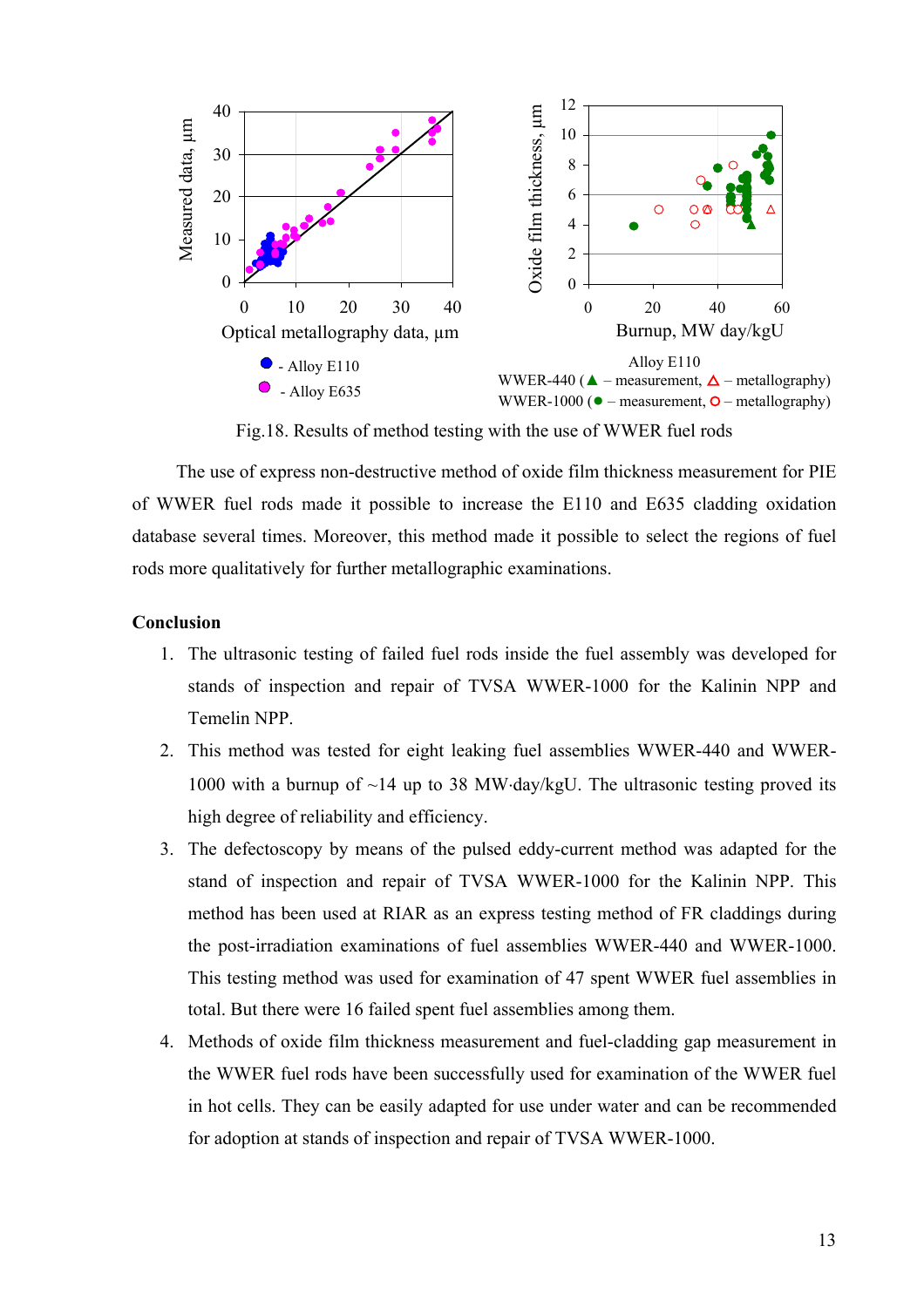Fig.18. Results of method testing with the use of WWER fuel rods

The use of express non-destructive method of oxide film thickness measurement for PIE of WWER fuel rods made it possible to increase the E110 and E635 cladding oxidation database several times. Moreover, this method made it possible to select the regions of fuel rods more qualitatively for further metallographic examinations.

**Conclusion**

1. The ultrasonic testing of failed fuel rods inside the fuel assembly was developed for stands of inspection and repair of TVSA WWER-1000 for the Kalinin NPP and Temelin NPP.
2. This method was tested for eight leaking fuel assemblies WWER-440 and WWER-1000 with a burnup of ~14 up to 38 MW·day/kgU. The ultrasonic testing proved its high degree of reliability and efficiency.
3. The defectoscopy by means of the pulsed eddy-current method was adapted for the stand of inspection and repair of TVSA WWER-1000 for the Kalinin NPP. This method has been used at RIAR as an express testing method of FR claddings during the post-irradiation examinations of fuel assemblies WWER-440 and WWER-1000. This testing method was used for examination of 47 spent WWER fuel assemblies in total. But there were 16 failed spent fuel assemblies among them.
4. Methods of oxide film thickness measurement and fuel-cladding gap measurement in the WWER fuel rods have been successfully used for examination of the WWER fuel in hot cells. They can be easily adapted for use under water and can be recommended for adoption at stands of inspection and repair of TVSA WWER-1000.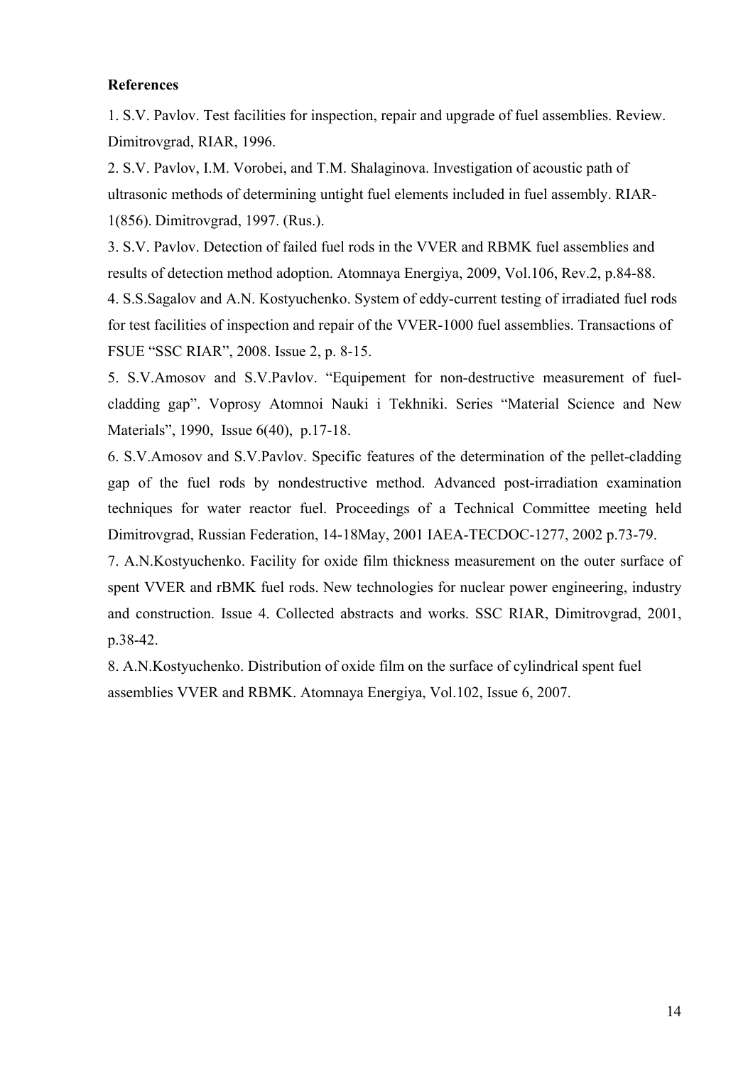**References**

1. S.V. Pavlov. Test facilities for inspection, repair and upgrade of fuel assemblies. Review. Dimitrovgrad, RIAR, 1996.
2. S.V. Pavlov, I.M. Vorobei, and T.M. Shalaginova. Investigation of acoustic path of ultrasonic methods of determining untight fuel elements included in fuel assembly. RIAR-1(856). Dimitrovgrad, 1997. (Rus.).
3. S.V. Pavlov. Detection of failed fuel rods in the VVER and RBMK fuel assemblies and results of detection method adoption. Atomnaya Energiya, 2009, Vol.106, Rev.2, p.84-88.
4. S.S.Sagalov and A.N. Kostyuchenko. System of eddy-current testing of irradiated fuel rods for test facilities of inspection and repair of the VVER-1000 fuel assemblies. Transactions of FSUE “SSC RIAR”, 2008. Issue 2, p. 8-15.
5. S.V.Amosov and S.V.Pavlov. “Equipement for non-destructive measurement of fuel-cladding gap”. Voprosy Atomnoi Nauki i Tekhniki. Series “Material Science and New Materials”, 1990, Issue 6(40), p.17-18.
6. S.V.Amosov and S.V.Pavlov. Specific features of the determination of the pellet-cladding gap of the fuel rods by nondestructive method. Advanced post-irradiation examination techniques for water reactor fuel. Proceedings of a Technical Committee meeting held Dimitrovgrad, Russian Federation, 14-18May, 2001 IAEA-TECDOC-1277, 2002 p.73-79.
7. A.N.Kostyuchenko. Facility for oxide film thickness measurement on the outer surface of spent VVER and rBMK fuel rods. New technologies for nuclear power engineering, industry and construction. Issue 4. Collected abstracts and works. SSC RIAR, Dimitrovgrad, 2001, p.38-42.
8. A.N.Kostyuchenko. Distribution of oxide film on the surface of cylindrical spent fuel assemblies VVER and RBMK. Atomnaya Energiya, Vol.102, Issue 6, 2007.